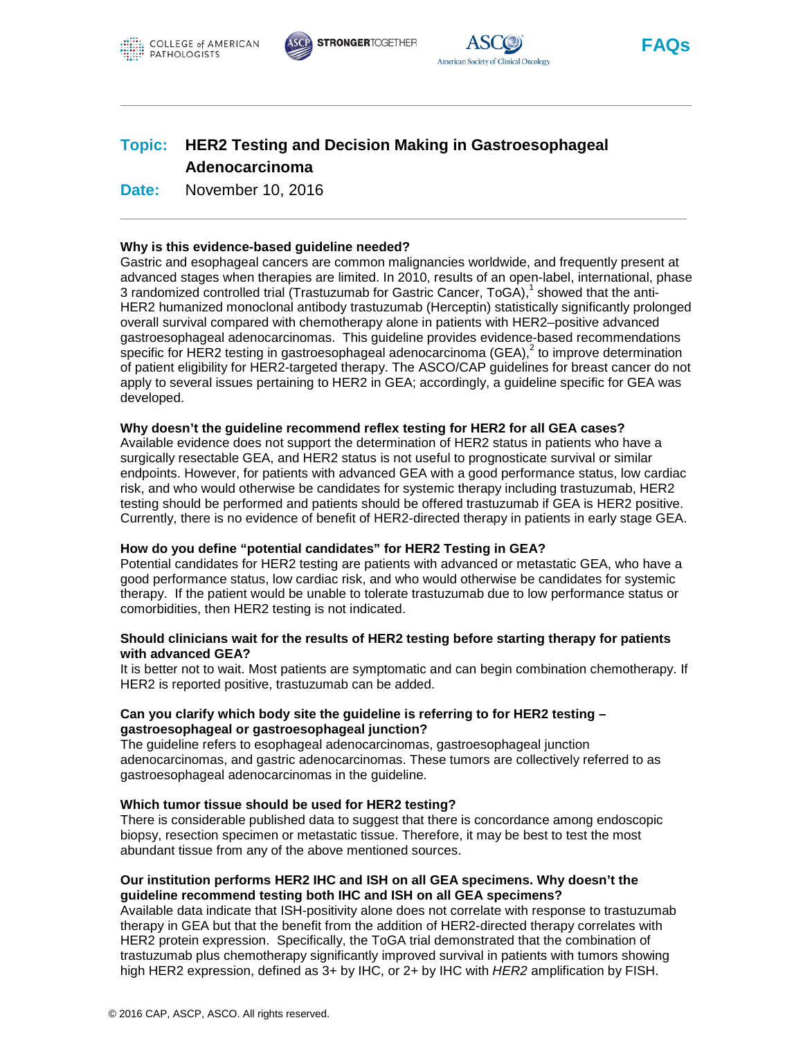FAQs

**Topic:** HER2 Testing and Decision Making in Gastroesophageal Adenocarcinoma

**Date:** November 10, 2016

---

### Why is this evidence-based guideline needed?

Gastric and esophageal cancers are common malignancies worldwide, and frequently present at advanced stages when therapies are limited. In 2010, results of an open-label, international, phase 3 randomized controlled trial (Trastuzumab for Gastric Cancer, ToGA),[1] showed that the anti-HER2 humanized monoclonal antibody trastuzumab (Herceptin) statistically significantly prolonged overall survival compared with chemotherapy alone in patients with HER2–positive advanced gastroesophageal adenocarcinomas. This guideline provides evidence-based recommendations specific for HER2 testing in gastroesophageal adenocarcinoma (GEA),[2] to improve determination of patient eligibility for HER2-targeted therapy. The ASCO/CAP guidelines for breast cancer do not apply to several issues pertaining to HER2 in GEA; accordingly, a guideline specific for GEA was developed.

### Why doesn't the guideline recommend reflex testing for HER2 for all GEA cases?

Available evidence does not support the determination of HER2 status in patients who have a surgically resectable GEA, and HER2 status is not useful to prognosticate survival or similar endpoints. However, for patients with advanced GEA with a good performance status, low cardiac risk, and who would otherwise be candidates for systemic therapy including trastuzumab, HER2 testing should be performed and patients should be offered trastuzumab if GEA is HER2 positive. Currently, there is no evidence of benefit of HER2-directed therapy in patients in early stage GEA.

### How do you define "potential candidates" for HER2 Testing in GEA?

Potential candidates for HER2 testing are patients with advanced or metastatic GEA, who have a good performance status, low cardiac risk, and who would otherwise be candidates for systemic therapy. If the patient would be unable to tolerate trastuzumab due to low performance status or comorbidities, then HER2 testing is not indicated.

### Should clinicians wait for the results of HER2 testing before starting therapy for patients with advanced GEA?

It is better not to wait. Most patients are symptomatic and can begin combination chemotherapy. If HER2 is reported positive, trastuzumab can be added.

### Can you clarify which body site the guideline is referring to for HER2 testing – gastroesophageal or gastroesophageal junction?

The guideline refers to esophageal adenocarcinomas, gastroesophageal junction adenocarcinomas, and gastric adenocarcinomas. These tumors are collectively referred to as gastroesophageal adenocarcinomas in the guideline.

### Which tumor tissue should be used for HER2 testing?

There is considerable published data to suggest that there is concordance among endoscopic biopsy, resection specimen or metastatic tissue. Therefore, it may be best to test the most abundant tissue from any of the above mentioned sources.

### Our institution performs HER2 IHC and ISH on all GEA specimens. Why doesn't the guideline recommend testing both IHC and ISH on all GEA specimens?

Available data indicate that ISH-positivity alone does not correlate with response to trastuzumab therapy in GEA but that the benefit from the addition of HER2-directed therapy correlates with HER2 protein expression. Specifically, the ToGA trial demonstrated that the combination of trastuzumab plus chemotherapy significantly improved survival in patients with tumors showing high HER2 expression, defined as 3+ by IHC, or 2+ by IHC with *HER2* amplification by FISH.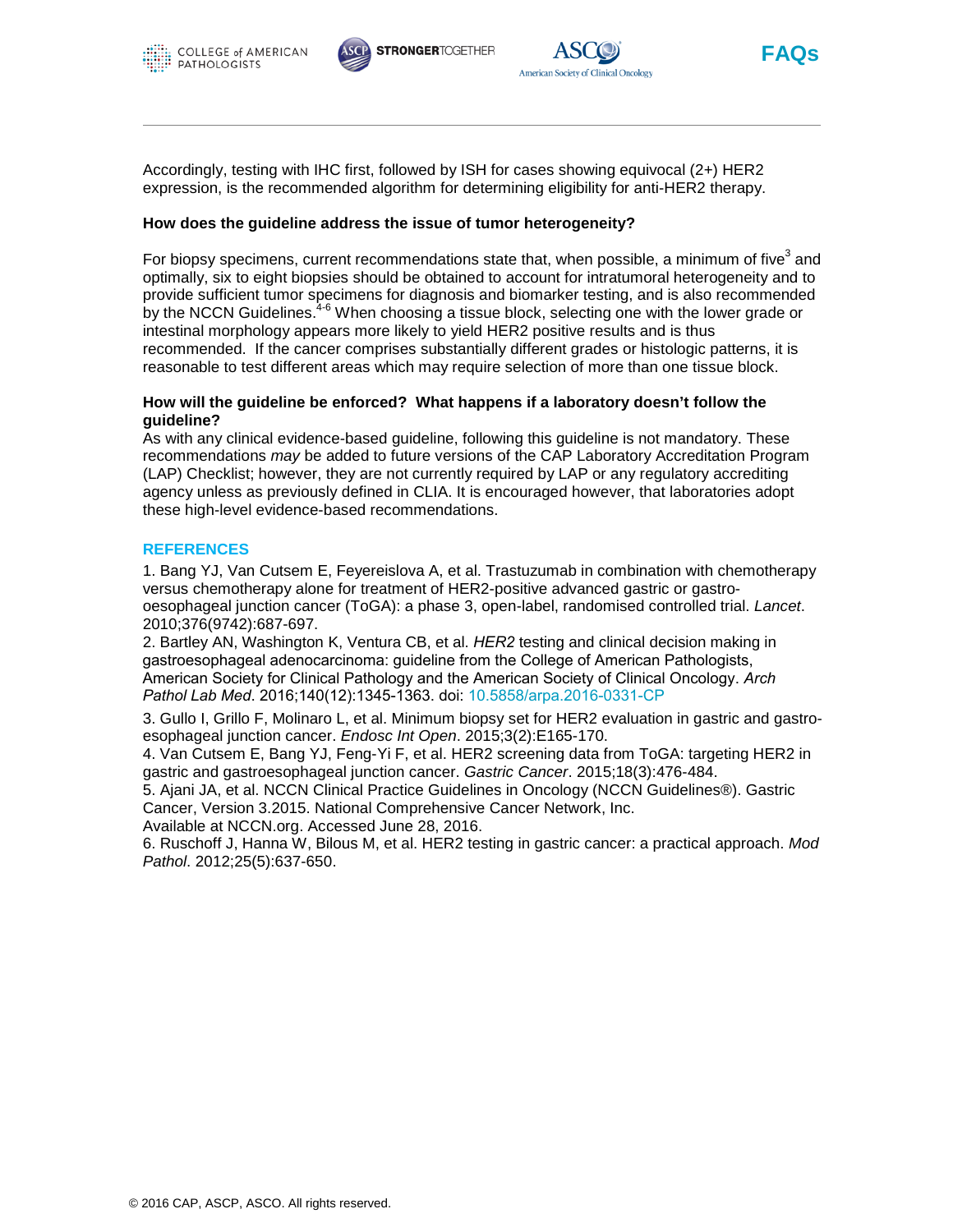Accordingly, testing with IHC first, followed by ISH for cases showing equivocal (2+) HER2 expression, is the recommended algorithm for determining eligibility for anti-HER2 therapy.

**How does the guideline address the issue of tumor heterogeneity?**

For biopsy specimens, current recommendations state that, when possible, a minimum of five[3] and optimally, six to eight biopsies should be obtained to account for intratumoral heterogeneity and to provide sufficient tumor specimens for diagnosis and biomarker testing, and is also recommended by the NCCN Guidelines.[4-6] When choosing a tissue block, selecting one with the lower grade or intestinal morphology appears more likely to yield HER2 positive results and is thus recommended. If the cancer comprises substantially different grades or histologic patterns, it is reasonable to test different areas which may require selection of more than one tissue block.

**How will the guideline be enforced? What happens if a laboratory doesn't follow the guideline?**

As with any clinical evidence-based guideline, following this guideline is not mandatory. These recommendations *may* be added to future versions of the CAP Laboratory Accreditation Program (LAP) Checklist; however, they are not currently required by LAP or any regulatory accrediting agency unless as previously defined in CLIA. It is encouraged however, that laboratories adopt these high-level evidence-based recommendations.

## REFERENCES

1. Bang YJ, Van Cutsem E, Feyereislova A, et al. Trastuzumab in combination with chemotherapy versus chemotherapy alone for treatment of HER2-positive advanced gastric or gastro-oesophageal junction cancer (ToGA): a phase 3, open-label, randomised controlled trial. *Lancet*. 2010;376(9742):687-697.
2. Bartley AN, Washington K, Ventura CB, et al. *HER2* testing and clinical decision making in gastroesophageal adenocarcinoma: guideline from the College of American Pathologists, American Society for Clinical Pathology and the American Society of Clinical Oncology. *Arch Pathol Lab Med*. 2016;140(12):1345-1363. doi: 10.5858/arpa.2016-0331-CP
3. Gullo I, Grillo F, Molinaro L, et al. Minimum biopsy set for HER2 evaluation in gastric and gastro-esophageal junction cancer. *Endosc Int Open*. 2015;3(2):E165-170.
4. Van Cutsem E, Bang YJ, Feng-Yi F, et al. HER2 screening data from ToGA: targeting HER2 in gastric and gastroesophageal junction cancer. *Gastric Cancer*. 2015;18(3):476-484.
5. Ajani JA, et al. NCCN Clinical Practice Guidelines in Oncology (NCCN Guidelines®). Gastric Cancer, Version 3.2015. National Comprehensive Cancer Network, Inc. Available at NCCN.org. Accessed June 28, 2016.
6. Ruschoff J, Hanna W, Bilous M, et al. HER2 testing in gastric cancer: a practical approach. *Mod Pathol*. 2012;25(5):637-650.

© 2016 CAP, ASCP, ASCO. All rights reserved.